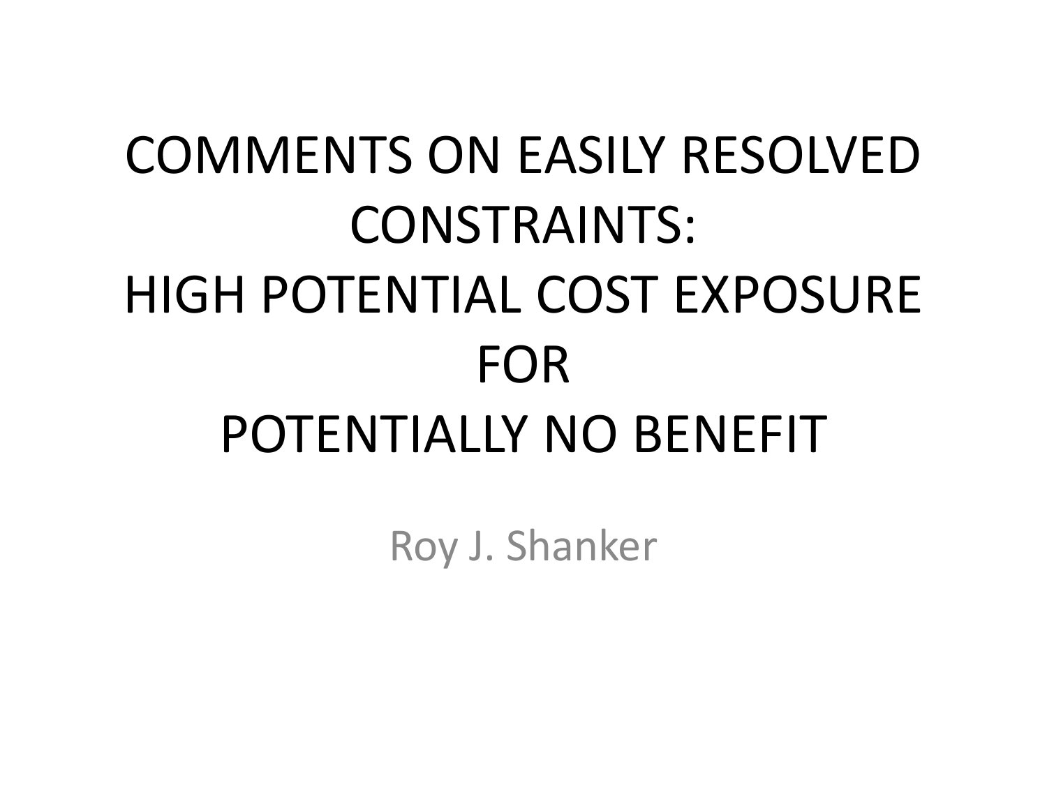# COMMENTS ON EASILY RESOLVED CONSTRAINTS: HIGH POTENTIAL COST EXPOSURE FOR POTENTIALLY NO BENEFIT

Roy J. Shanker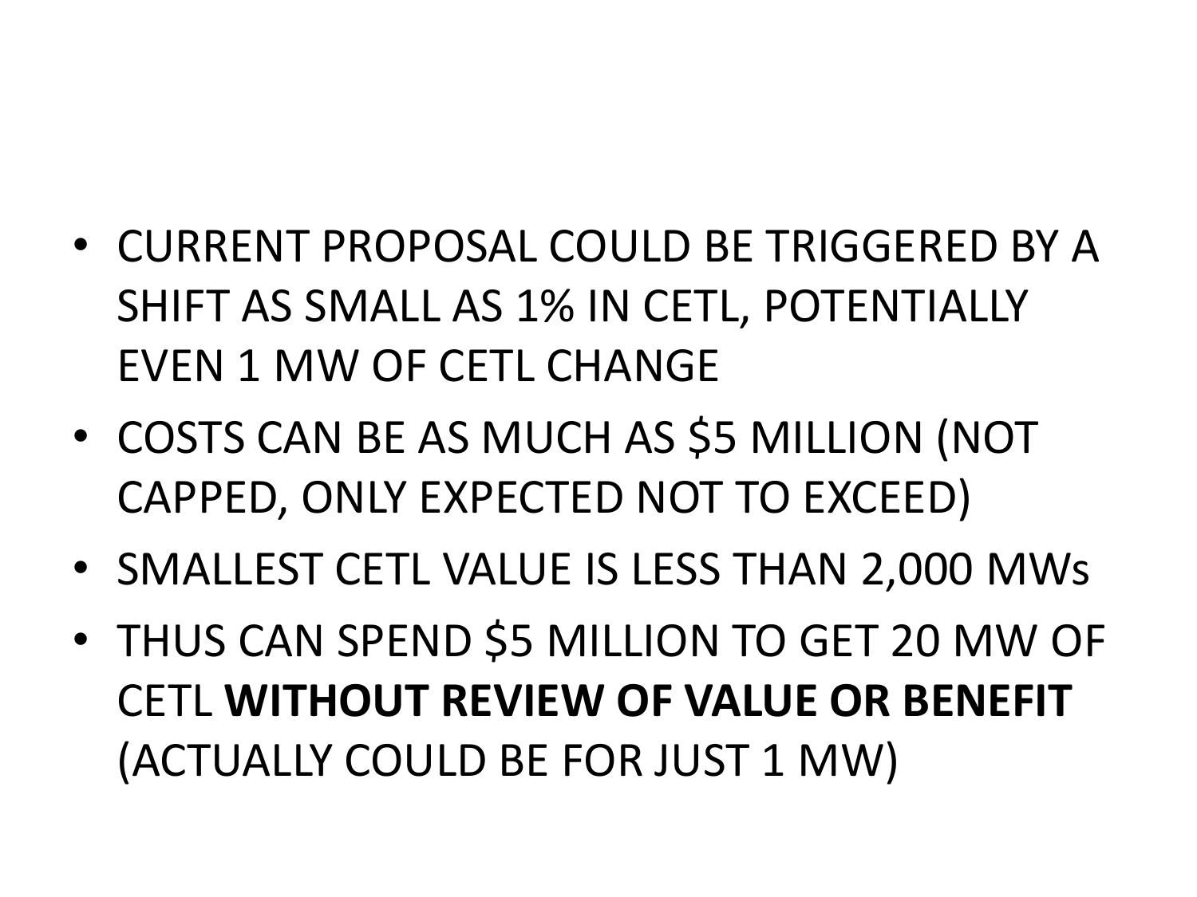- CURRENT PROPOSAL COULD BE TRIGGERED BY A SHIFT AS SMALL AS 1% IN CETL, POTENTIALLY EVEN 1 MW OF CETL CHANGE
- COSTS CAN BE AS MUCH AS $5 MILLION (NOT CAPPED, ONLY EXPECTED NOT TO EXCEED)
- SMALLEST CETL VALUE IS LESS THAN 2,000 MWs
- THUS CAN SPEND $5 MILLION TO GET 20 MW OF CETL **WITHOUT REVIEW OF VALUE OR BENEFIT** (ACTUALLY COULD BE FOR JUST 1 MW)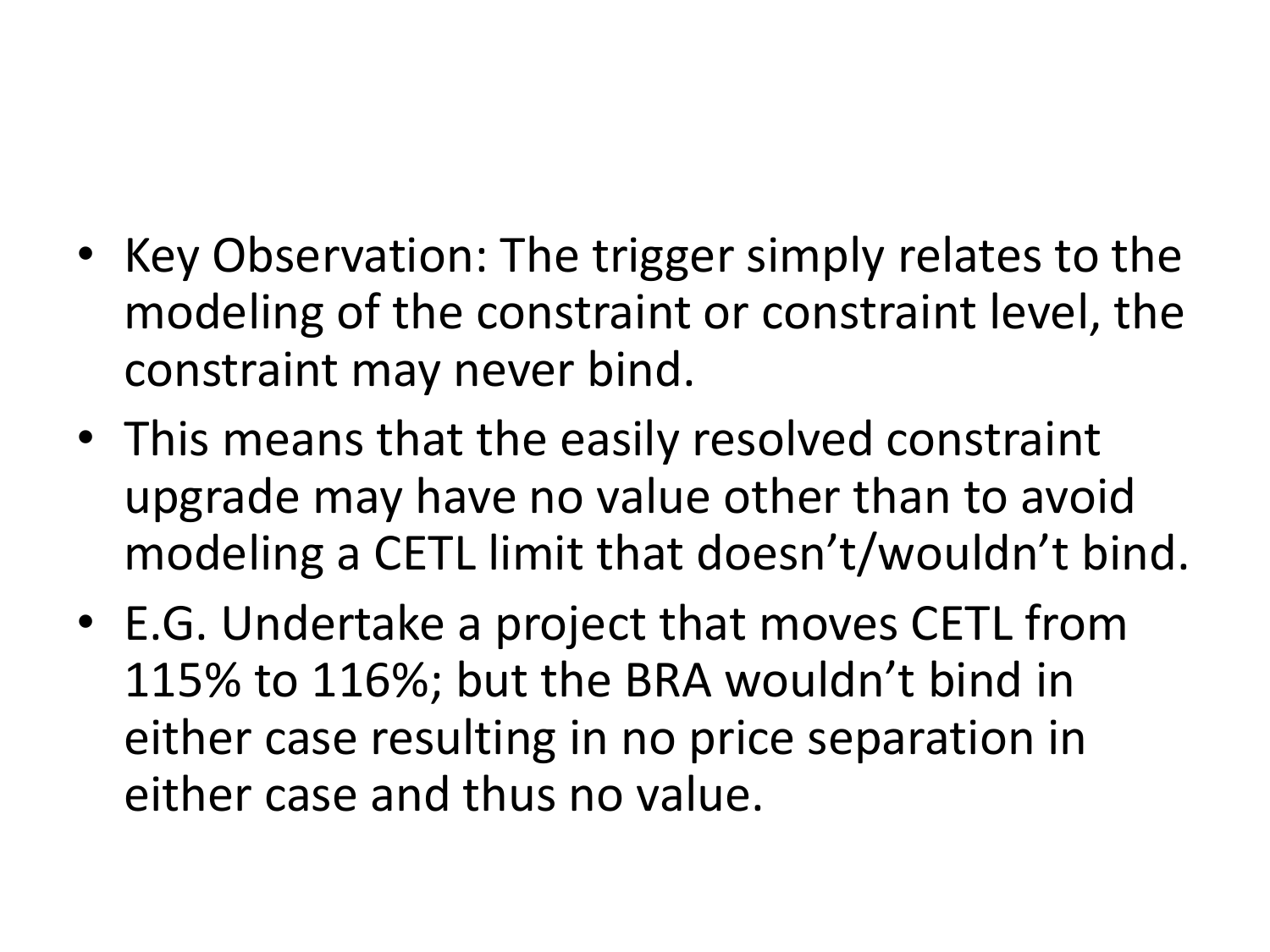- Key Observation: The trigger simply relates to the modeling of the constraint or constraint level, the constraint may never bind.
- This means that the easily resolved constraint upgrade may have no value other than to avoid modeling a CETL limit that doesn't/wouldn't bind.
- E.G. Undertake a project that moves CETL from 115% to 116%; but the BRA wouldn't bind in either case resulting in no price separation in either case and thus no value.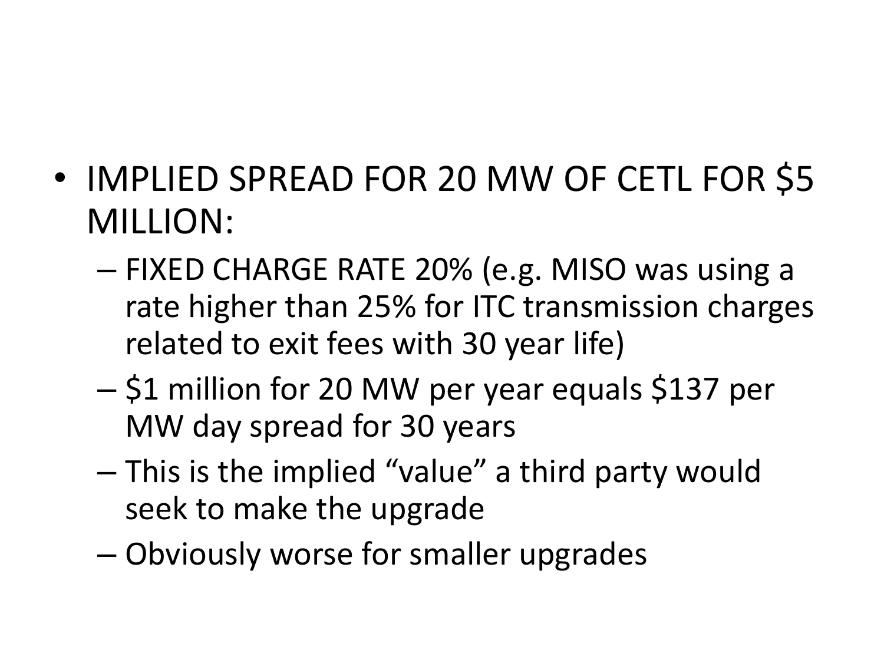- IMPLIED SPREAD FOR 20 MW OF CETL FOR $5 MILLION:
  - FIXED CHARGE RATE 20% (e.g. MISO was using a rate higher than 25% for ITC transmission charges related to exit fees with 30 year life)
  - $1 million for 20 MW per year equals $137 per MW day spread for 30 years
  - This is the implied “value” a third party would seek to make the upgrade
  - Obviously worse for smaller upgrades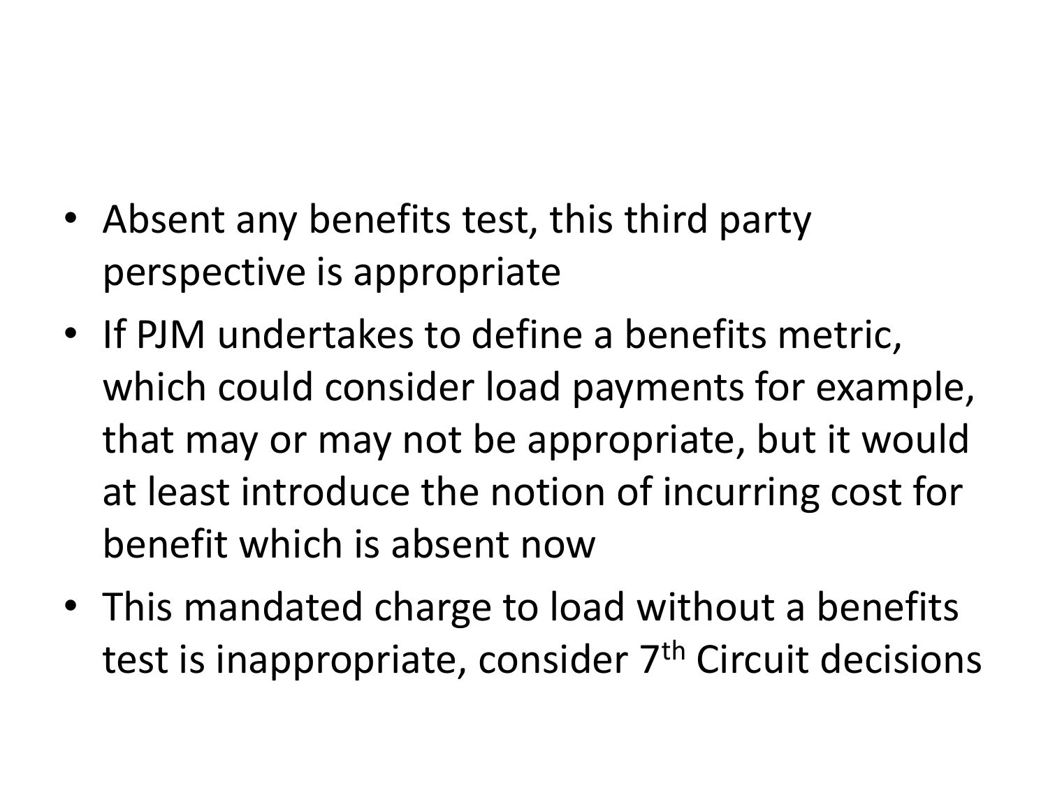- Absent any benefits test, this third party perspective is appropriate
- If PJM undertakes to define a benefits metric, which could consider load payments for example, that may or may not be appropriate, but it would at least introduce the notion of incurring cost for benefit which is absent now
- This mandated charge to load without a benefits test is inappropriate, consider 7th Circuit decisions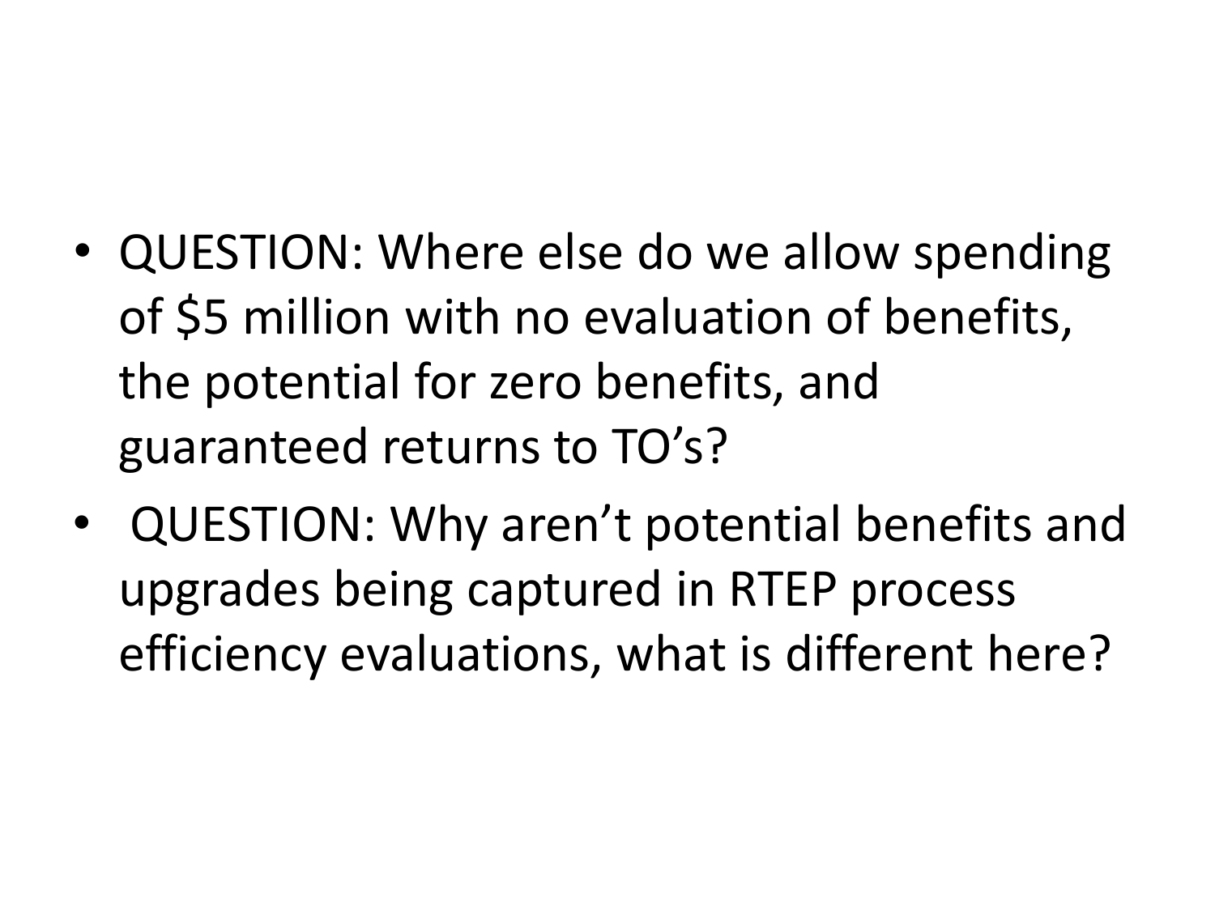- QUESTION: Where else do we allow spending of $5 million with no evaluation of benefits, the potential for zero benefits, and guaranteed returns to TO's?
- QUESTION: Why aren't potential benefits and upgrades being captured in RTEP process efficiency evaluations, what is different here?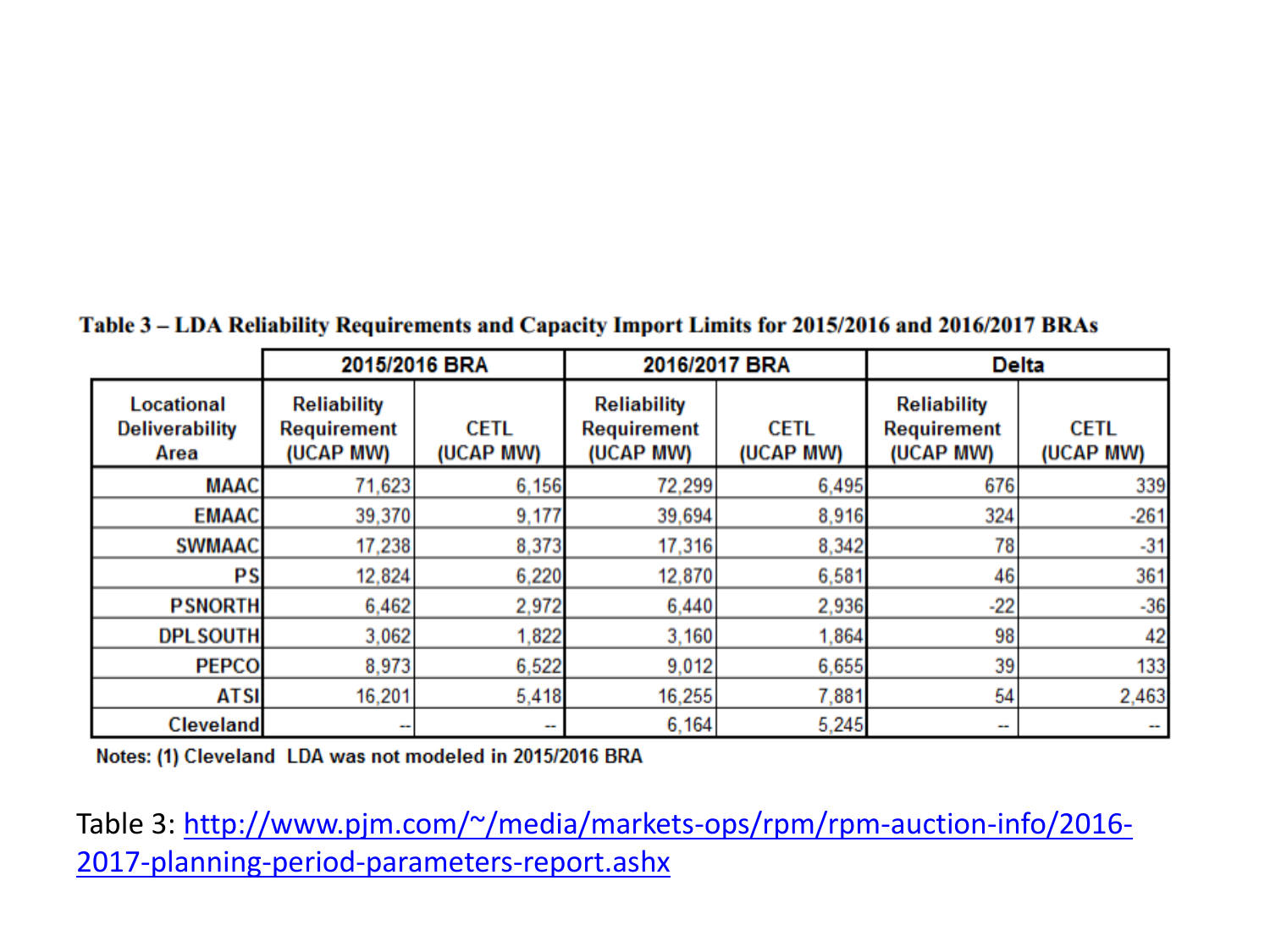**Table 3 – LDA Reliability Requirements and Capacity Import Limits for 2015/2016 and 2016/2017 BRAs**

| | 2015/2016 BRA | | 2016/2017 BRA | | Delta | |
|---|---|---|---|---|---|---|
| Locational Deliverability Area | Reliability Requirement (UCAP MW) | CETL (UCAP MW) | Reliability Requirement (UCAP MW) | CETL (UCAP MW) | Reliability Requirement (UCAP MW) | CETL (UCAP MW) |
| MAAC | 71,623 | 6,156 | 72,299 | 6,495 | 676 | 339 |
| EMAAC | 39,370 | 9,177 | 39,694 | 8,916 | 324 | -261 |
| SWMAAC | 17,238 | 8,373 | 17,316 | 8,342 | 78 | -31 |
| PS | 12,824 | 6,220 | 12,870 | 6,581 | 46 | 361 |
| PSNORTH | 6,462 | 2,972 | 6,440 | 2,936 | -22 | -36 |
| DPLSOUTH | 3,062 | 1,822 | 3,160 | 1,864 | 98 | 42 |
| PEPCO | 8,973 | 6,522 | 9,012 | 6,655 | 39 | 133 |
| ATSI | 16,201 | 5,418 | 16,255 | 7,881 | 54 | 2,463 |
| Cleveland | -- | -- | 6,164 | 5,245 | -- | -- |

Notes: (1) Cleveland LDA was not modeled in 2015/2016 BRA

Table 3: http://www.pjm.com/~/media/markets-ops/rpm/rpm-auction-info/2016-2017-planning-period-parameters-report.ashx